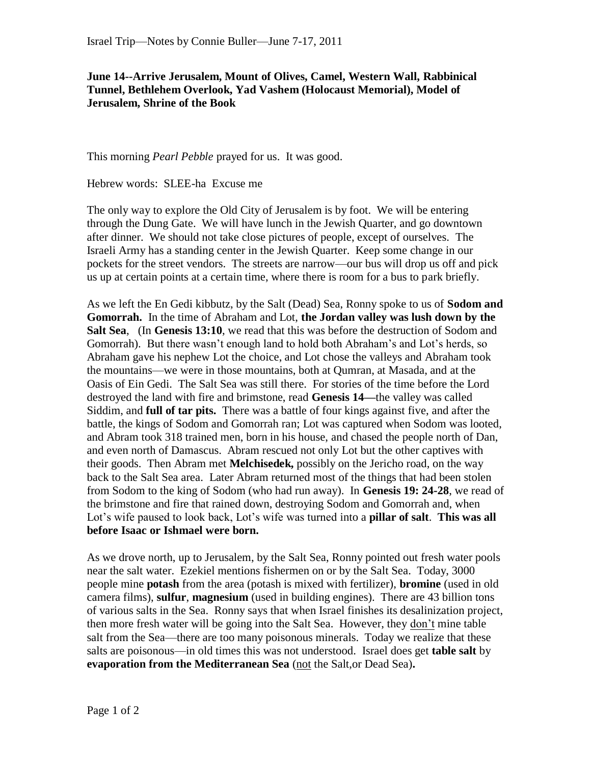Israel Trip—Notes by Connie Buller—June 7-17, 2011

**June 14--Arrive Jerusalem, Mount of Olives, Camel, Western Wall, Rabbinical Tunnel, Bethlehem Overlook, Yad Vashem (Holocaust Memorial), Model of Jerusalem, Shrine of the Book**

This morning *Pearl Pebble* prayed for us. It was good.

Hebrew words: SLEE-ha Excuse me

The only way to explore the Old City of Jerusalem is by foot. We will be entering through the Dung Gate. We will have lunch in the Jewish Quarter, and go downtown after dinner. We should not take close pictures of people, except of ourselves. The Israeli Army has a standing center in the Jewish Quarter. Keep some change in our pockets for the street vendors. The streets are narrow—our bus will drop us off and pick us up at certain points at a certain time, where there is room for a bus to park briefly.

As we left the En Gedi kibbutz, by the Salt (Dead) Sea, Ronny spoke to us of **Sodom and Gomorrah.** In the time of Abraham and Lot, **the Jordan valley was lush down by the Salt Sea**, (In **Genesis 13:10**, we read that this was before the destruction of Sodom and Gomorrah). But there wasn't enough land to hold both Abraham's and Lot's herds, so Abraham gave his nephew Lot the choice, and Lot chose the valleys and Abraham took the mountains—we were in those mountains, both at Qumran, at Masada, and at the Oasis of Ein Gedi. The Salt Sea was still there. For stories of the time before the Lord destroyed the land with fire and brimstone, read **Genesis 14—**the valley was called Siddim, and **full of tar pits.** There was a battle of four kings against five, and after the battle, the kings of Sodom and Gomorrah ran; Lot was captured when Sodom was looted, and Abram took 318 trained men, born in his house, and chased the people north of Dan, and even north of Damascus. Abram rescued not only Lot but the other captives with their goods. Then Abram met **Melchisedek,** possibly on the Jericho road, on the way back to the Salt Sea area. Later Abram returned most of the things that had been stolen from Sodom to the king of Sodom (who had run away). In **Genesis 19: 24-28**, we read of the brimstone and fire that rained down, destroying Sodom and Gomorrah and, when Lot's wife paused to look back, Lot's wife was turned into a **pillar of salt**. **This was all before Isaac or Ishmael were born.**

As we drove north, up to Jerusalem, by the Salt Sea, Ronny pointed out fresh water pools near the salt water. Ezekiel mentions fishermen on or by the Salt Sea. Today, 3000 people mine **potash** from the area (potash is mixed with fertilizer), **bromine** (used in old camera films), **sulfur**, **magnesium** (used in building engines). There are 43 billion tons of various salts in the Sea. Ronny says that when Israel finishes its desalinization project, then more fresh water will be going into the Salt Sea. However, they <u>don't</u> mine table salt from the Sea—there are too many poisonous minerals. Today we realize that these salts are poisonous—in old times this was not understood. Israel does get **table salt** by **evaporation from the Mediterranean Sea** (<u>not</u> the Salt,or Dead Sea)**.**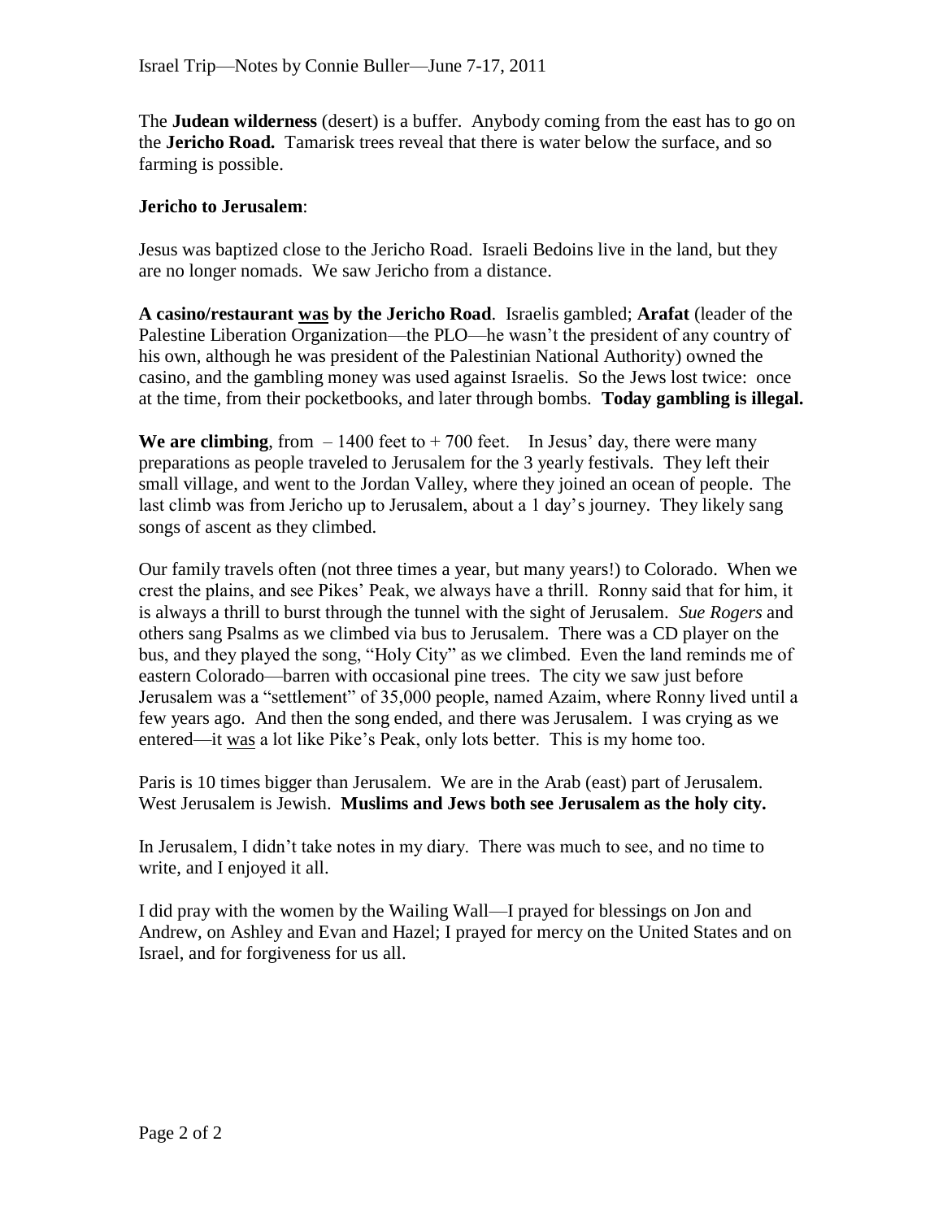Israel Trip—Notes by Connie Buller—June 7-17, 2011

The **Judean wilderness** (desert) is a buffer. Anybody coming from the east has to go on the **Jericho Road.** Tamarisk trees reveal that there is water below the surface, and so farming is possible.

**Jericho to Jerusalem**:

Jesus was baptized close to the Jericho Road. Israeli Bedoins live in the land, but they are no longer nomads. We saw Jericho from a distance.

**A casino/restaurant <u>was</u> by the Jericho Road**. Israelis gambled; **Arafat** (leader of the Palestine Liberation Organization—the PLO—he wasn't the president of any country of his own, although he was president of the Palestinian National Authority) owned the casino, and the gambling money was used against Israelis. So the Jews lost twice: once at the time, from their pocketbooks, and later through bombs. **Today gambling is illegal.**

**We are climbing**, from – 1400 feet to + 700 feet. In Jesus' day, there were many preparations as people traveled to Jerusalem for the 3 yearly festivals. They left their small village, and went to the Jordan Valley, where they joined an ocean of people. The last climb was from Jericho up to Jerusalem, about a 1 day's journey. They likely sang songs of ascent as they climbed.

Our family travels often (not three times a year, but many years!) to Colorado. When we crest the plains, and see Pikes' Peak, we always have a thrill. Ronny said that for him, it is always a thrill to burst through the tunnel with the sight of Jerusalem. *Sue Rogers* and others sang Psalms as we climbed via bus to Jerusalem. There was a CD player on the bus, and they played the song, "Holy City" as we climbed. Even the land reminds me of eastern Colorado—barren with occasional pine trees. The city we saw just before Jerusalem was a "settlement" of 35,000 people, named Azaim, where Ronny lived until a few years ago. And then the song ended, and there was Jerusalem. I was crying as we entered—it <u>was</u> a lot like Pike's Peak, only lots better. This is my home too.

Paris is 10 times bigger than Jerusalem. We are in the Arab (east) part of Jerusalem. West Jerusalem is Jewish. **Muslims and Jews both see Jerusalem as the holy city.**

In Jerusalem, I didn't take notes in my diary. There was much to see, and no time to write, and I enjoyed it all.

I did pray with the women by the Wailing Wall—I prayed for blessings on Jon and Andrew, on Ashley and Evan and Hazel; I prayed for mercy on the United States and on Israel, and for forgiveness for us all.